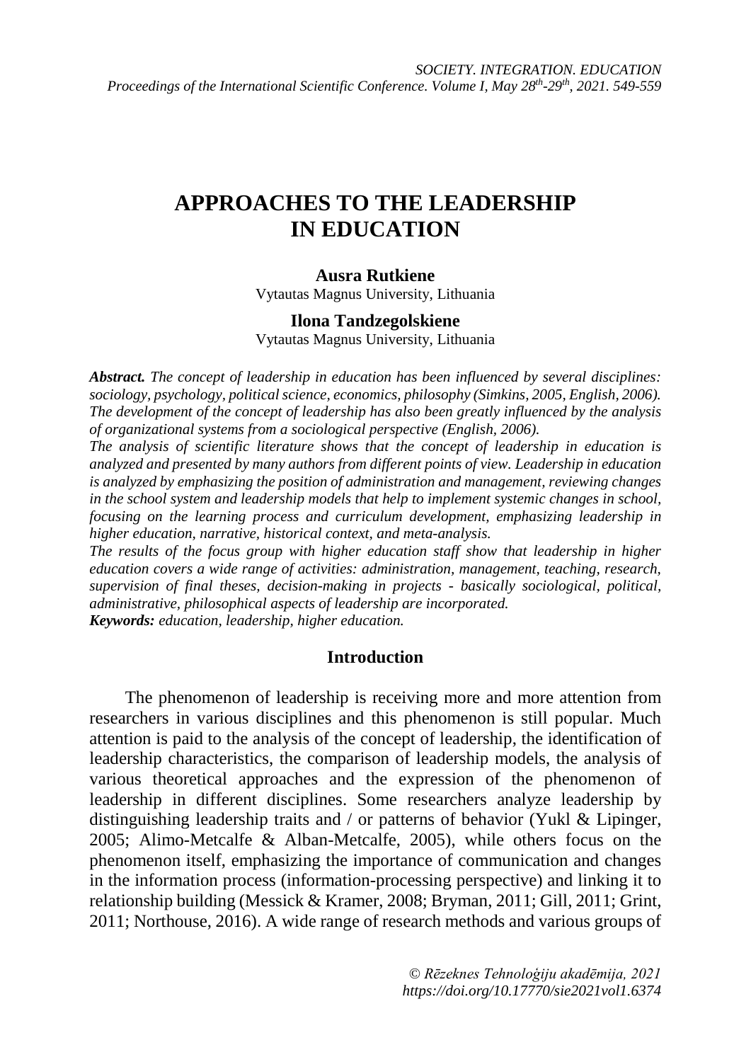# APPROACHES TO THE LEADERSHIP IN EDUCATION

**Ausra Rutkiene**

Vytautas Magnus University, Lithuania

**Ilona Tandzegolskiene**

Vytautas Magnus University, Lithuania

***Abstract.*** *The concept of leadership in education has been influenced by several disciplines: sociology, psychology, political science, economics, philosophy (Simkins, 2005, English, 2006). The development of the concept of leadership has also been greatly influenced by the analysis of organizational systems from a sociological perspective (English, 2006).*

*The analysis of scientific literature shows that the concept of leadership in education is analyzed and presented by many authors from different points of view. Leadership in education is analyzed by emphasizing the position of administration and management, reviewing changes in the school system and leadership models that help to implement systemic changes in school, focusing on the learning process and curriculum development, emphasizing leadership in higher education, narrative, historical context, and meta-analysis.*

*The results of the focus group with higher education staff show that leadership in higher education covers a wide range of activities: administration, management, teaching, research, supervision of final theses, decision-making in projects - basically sociological, political, administrative, philosophical aspects of leadership are incorporated.*

***Keywords:*** *education, leadership, higher education.*

## Introduction

The phenomenon of leadership is receiving more and more attention from researchers in various disciplines and this phenomenon is still popular. Much attention is paid to the analysis of the concept of leadership, the identification of leadership characteristics, the comparison of leadership models, the analysis of various theoretical approaches and the expression of the phenomenon of leadership in different disciplines. Some researchers analyze leadership by distinguishing leadership traits and / or patterns of behavior (Yukl & Lipinger, 2005; Alimo-Metcalfe & Alban-Metcalfe, 2005), while others focus on the phenomenon itself, emphasizing the importance of communication and changes in the information process (information-processing perspective) and linking it to relationship building (Messick & Kramer, 2008; Bryman, 2011; Gill, 2011; Grint, 2011; Northouse, 2016). A wide range of research methods and various groups of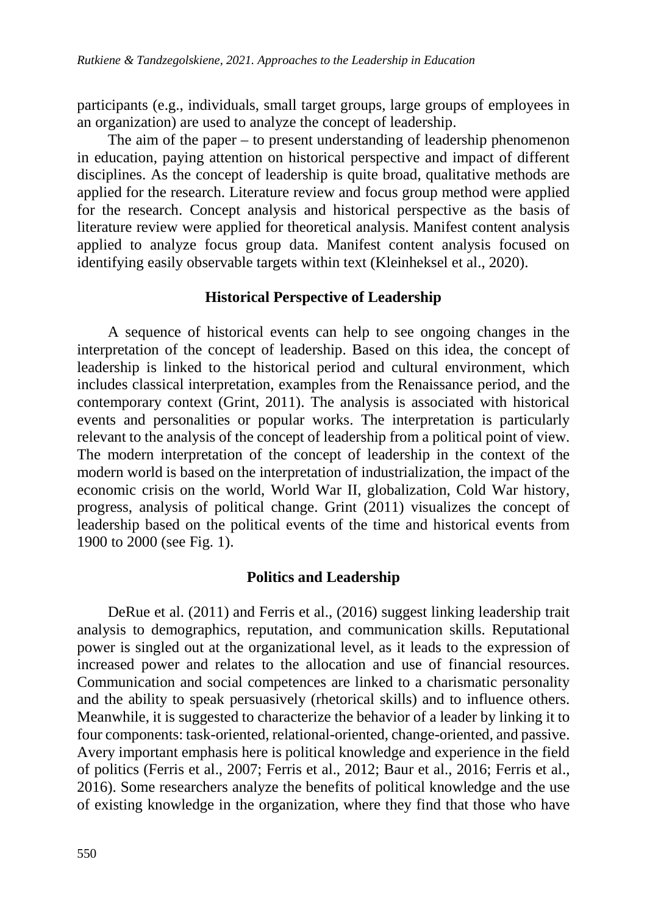participants (e.g., individuals, small target groups, large groups of employees in an organization) are used to analyze the concept of leadership.

The aim of the paper – to present understanding of leadership phenomenon in education, paying attention on historical perspective and impact of different disciplines. As the concept of leadership is quite broad, qualitative methods are applied for the research. Literature review and focus group method were applied for the research. Concept analysis and historical perspective as the basis of literature review were applied for theoretical analysis. Manifest content analysis applied to analyze focus group data. Manifest content analysis focused on identifying easily observable targets within text (Kleinheksel et al., 2020).

## Historical Perspective of Leadership

A sequence of historical events can help to see ongoing changes in the interpretation of the concept of leadership. Based on this idea, the concept of leadership is linked to the historical period and cultural environment, which includes classical interpretation, examples from the Renaissance period, and the contemporary context (Grint, 2011). The analysis is associated with historical events and personalities or popular works. The interpretation is particularly relevant to the analysis of the concept of leadership from a political point of view. The modern interpretation of the concept of leadership in the context of the modern world is based on the interpretation of industrialization, the impact of the economic crisis on the world, World War II, globalization, Cold War history, progress, analysis of political change. Grint (2011) visualizes the concept of leadership based on the political events of the time and historical events from 1900 to 2000 (see Fig. 1).

## Politics and Leadership

DeRue et al. (2011) and Ferris et al., (2016) suggest linking leadership trait analysis to demographics, reputation, and communication skills. Reputational power is singled out at the organizational level, as it leads to the expression of increased power and relates to the allocation and use of financial resources. Communication and social competences are linked to a charismatic personality and the ability to speak persuasively (rhetorical skills) and to influence others. Meanwhile, it is suggested to characterize the behavior of a leader by linking it to four components: task-oriented, relational-oriented, change-oriented, and passive. Avery important emphasis here is political knowledge and experience in the field of politics (Ferris et al., 2007; Ferris et al., 2012; Baur et al., 2016; Ferris et al., 2016). Some researchers analyze the benefits of political knowledge and the use of existing knowledge in the organization, where they find that those who have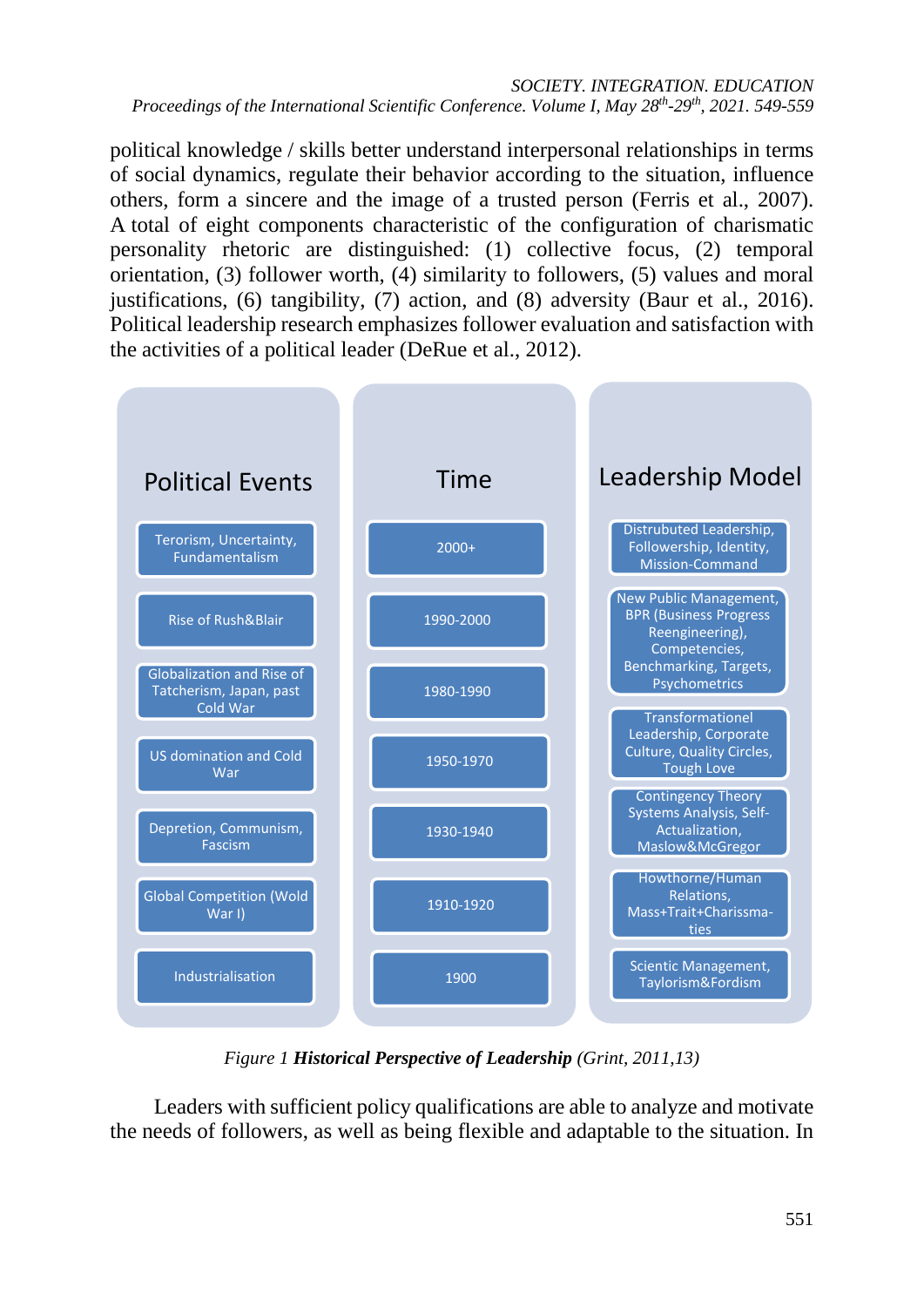political knowledge / skills better understand interpersonal relationships in terms of social dynamics, regulate their behavior according to the situation, influence others, form a sincere and the image of a trusted person (Ferris et al., 2007). A total of eight components characteristic of the configuration of charismatic personality rhetoric are distinguished: (1) collective focus, (2) temporal orientation, (3) follower worth, (4) similarity to followers, (5) values and moral justifications, (6) tangibility, (7) action, and (8) adversity (Baur et al., 2016). Political leadership research emphasizes follower evaluation and satisfaction with the activities of a political leader (DeRue et al., 2012).

| Political Events | Time | Leadership Model |
|---|---|---|
| Terorism, Uncertainty, Fundamentalism | 2000+ | Distrubuted Leadership, Followership, Identity, Mission-Command |
| Rise of Rush&Blair | 1990-2000 | New Public Management, BPR (Business Progress Reengineering), Competencies, Benchmarking, Targets, Psychometrics |
| Globalization and Rise of Tatcherism, Japan, past Cold War | 1980-1990 | Transformationel Leadership, Corporate Culture, Quality Circles, Tough Love |
| US domination and Cold War | 1950-1970 | Contingency Theory Systems Analysis, Self-Actualization, Maslow&McGregor |
| Depretion, Communism, Fascism | 1930-1940 | Howthorne/Human Relations, Mass+Trait+Charissma-ties |
| Global Competition (Wold War I) | 1910-1920 | Scientic Management, Taylorism&Fordism |
| Industrialisation | 1900 | |

*Figure 1* ***Historical Perspective of Leadership*** *(Grint, 2011,13)*

Leaders with sufficient policy qualifications are able to analyze and motivate the needs of followers, as well as being flexible and adaptable to the situation. In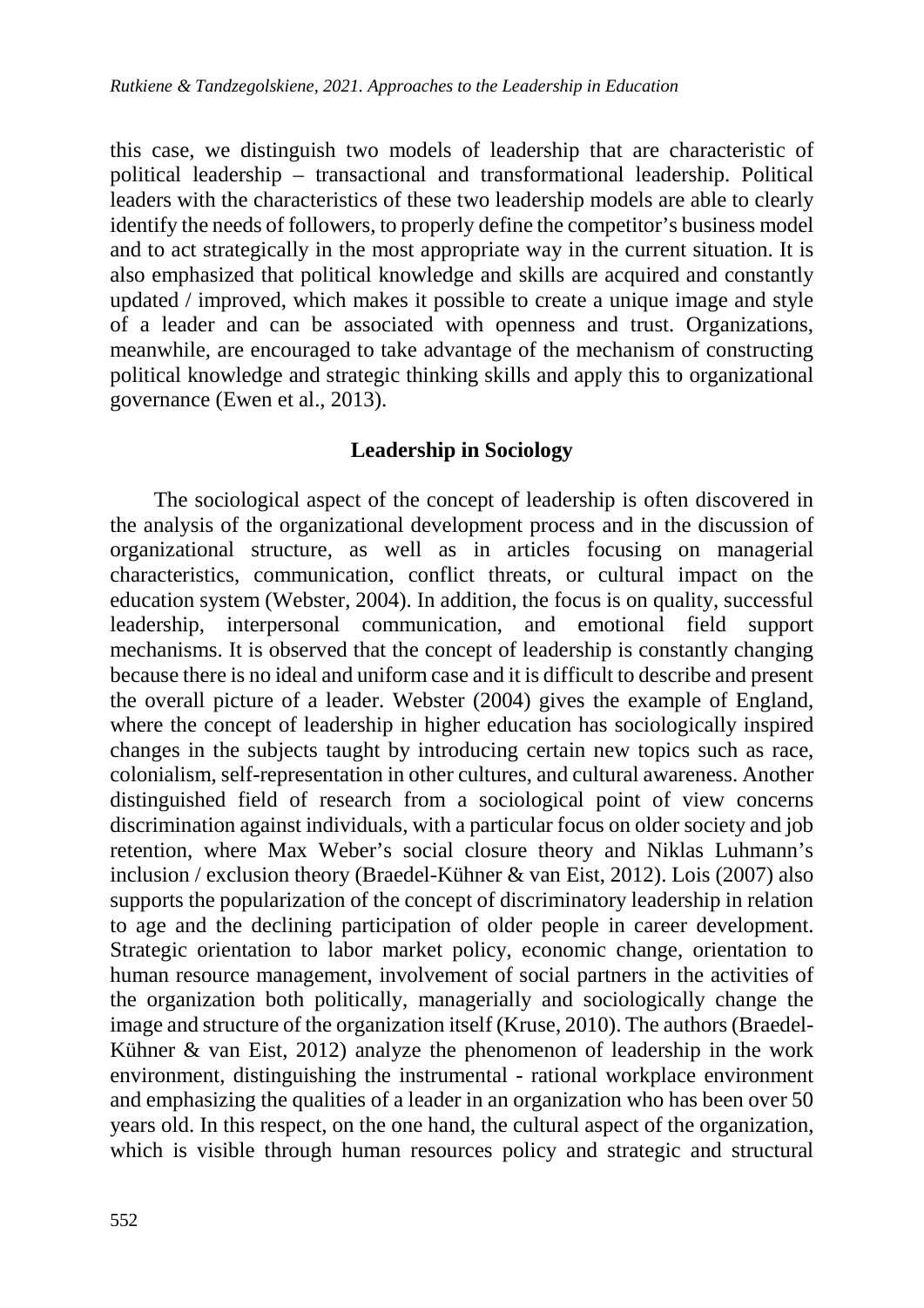this case, we distinguish two models of leadership that are characteristic of political leadership – transactional and transformational leadership. Political leaders with the characteristics of these two leadership models are able to clearly identify the needs of followers, to properly define the competitor's business model and to act strategically in the most appropriate way in the current situation. It is also emphasized that political knowledge and skills are acquired and constantly updated / improved, which makes it possible to create a unique image and style of a leader and can be associated with openness and trust. Organizations, meanwhile, are encouraged to take advantage of the mechanism of constructing political knowledge and strategic thinking skills and apply this to organizational governance (Ewen et al., 2013).

## Leadership in Sociology

The sociological aspect of the concept of leadership is often discovered in the analysis of the organizational development process and in the discussion of organizational structure, as well as in articles focusing on managerial characteristics, communication, conflict threats, or cultural impact on the education system (Webster, 2004). In addition, the focus is on quality, successful leadership, interpersonal communication, and emotional field support mechanisms. It is observed that the concept of leadership is constantly changing because there is no ideal and uniform case and it is difficult to describe and present the overall picture of a leader. Webster (2004) gives the example of England, where the concept of leadership in higher education has sociologically inspired changes in the subjects taught by introducing certain new topics such as race, colonialism, self-representation in other cultures, and cultural awareness. Another distinguished field of research from a sociological point of view concerns discrimination against individuals, with a particular focus on older society and job retention, where Max Weber's social closure theory and Niklas Luhmann's inclusion / exclusion theory (Braedel-Kühner & van Eist, 2012). Lois (2007) also supports the popularization of the concept of discriminatory leadership in relation to age and the declining participation of older people in career development. Strategic orientation to labor market policy, economic change, orientation to human resource management, involvement of social partners in the activities of the organization both politically, managerially and sociologically change the image and structure of the organization itself (Kruse, 2010). The authors (Braedel-Kühner & van Eist, 2012) analyze the phenomenon of leadership in the work environment, distinguishing the instrumental - rational workplace environment and emphasizing the qualities of a leader in an organization who has been over 50 years old. In this respect, on the one hand, the cultural aspect of the organization, which is visible through human resources policy and strategic and structural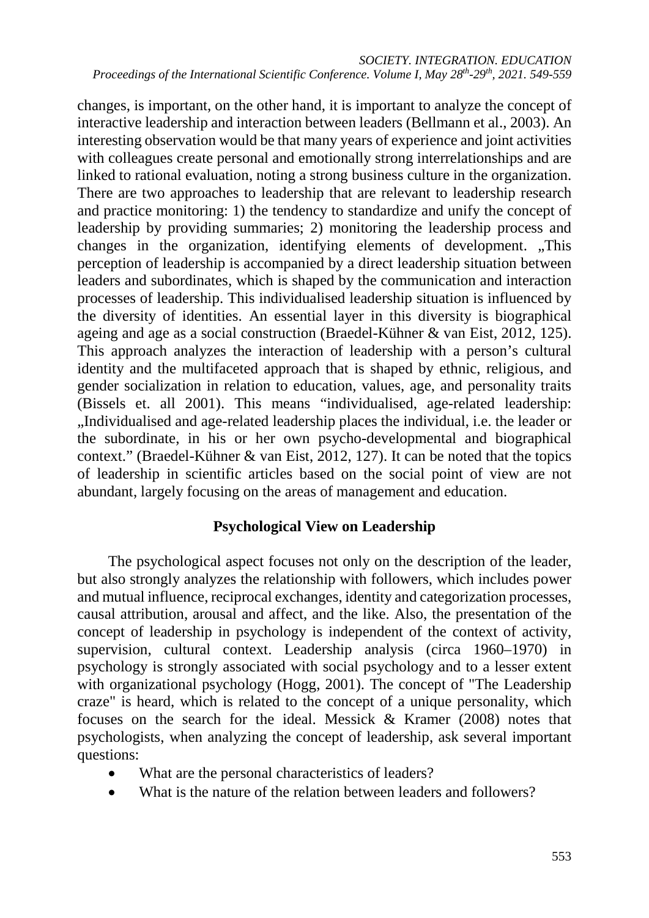changes, is important, on the other hand, it is important to analyze the concept of interactive leadership and interaction between leaders (Bellmann et al., 2003). An interesting observation would be that many years of experience and joint activities with colleagues create personal and emotionally strong interrelationships and are linked to rational evaluation, noting a strong business culture in the organization. There are two approaches to leadership that are relevant to leadership research and practice monitoring: 1) the tendency to standardize and unify the concept of leadership by providing summaries; 2) monitoring the leadership process and changes in the organization, identifying elements of development. „This perception of leadership is accompanied by a direct leadership situation between leaders and subordinates, which is shaped by the communication and interaction processes of leadership. This individualised leadership situation is influenced by the diversity of identities. An essential layer in this diversity is biographical ageing and age as a social construction (Braedel-Kühner & van Eist, 2012, 125). This approach analyzes the interaction of leadership with a person's cultural identity and the multifaceted approach that is shaped by ethnic, religious, and gender socialization in relation to education, values, age, and personality traits (Bissels et. all 2001). This means "individualised, age-related leadership: „Individualised and age-related leadership places the individual, i.e. the leader or the subordinate, in his or her own psycho-developmental and biographical context." (Braedel-Kühner & van Eist, 2012, 127). It can be noted that the topics of leadership in scientific articles based on the social point of view are not abundant, largely focusing on the areas of management and education.

## Psychological View on Leadership

The psychological aspect focuses not only on the description of the leader, but also strongly analyzes the relationship with followers, which includes power and mutual influence, reciprocal exchanges, identity and categorization processes, causal attribution, arousal and affect, and the like. Also, the presentation of the concept of leadership in psychology is independent of the context of activity, supervision, cultural context. Leadership analysis (circa 1960–1970) in psychology is strongly associated with social psychology and to a lesser extent with organizational psychology (Hogg, 2001). The concept of "The Leadership craze" is heard, which is related to the concept of a unique personality, which focuses on the search for the ideal. Messick & Kramer (2008) notes that psychologists, when analyzing the concept of leadership, ask several important questions:

- What are the personal characteristics of leaders?
- What is the nature of the relation between leaders and followers?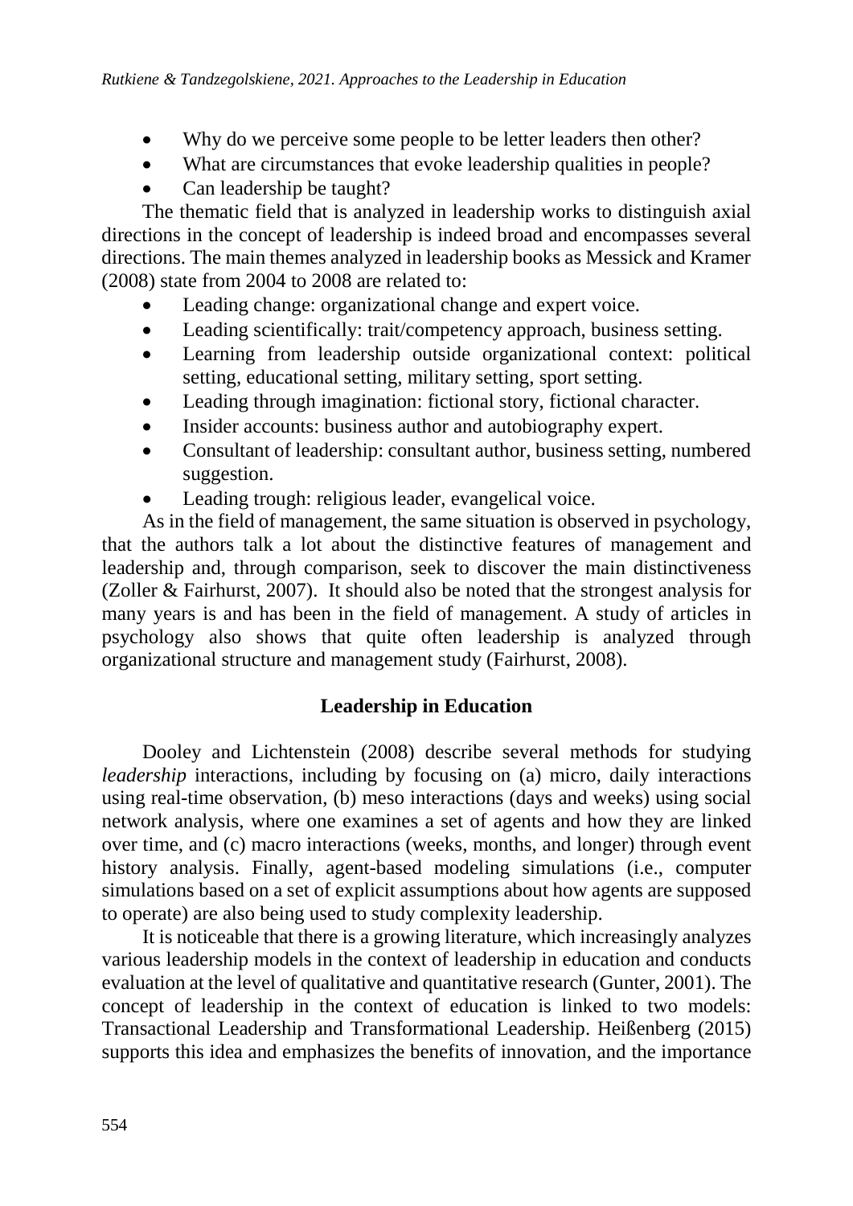- Why do we perceive some people to be letter leaders then other?
- What are circumstances that evoke leadership qualities in people?
- Can leadership be taught?

The thematic field that is analyzed in leadership works to distinguish axial directions in the concept of leadership is indeed broad and encompasses several directions. The main themes analyzed in leadership books as Messick and Kramer (2008) state from 2004 to 2008 are related to:

- Leading change: organizational change and expert voice.
- Leading scientifically: trait/competency approach, business setting.
- Learning from leadership outside organizational context: political setting, educational setting, military setting, sport setting.
- Leading through imagination: fictional story, fictional character.
- Insider accounts: business author and autobiography expert.
- Consultant of leadership: consultant author, business setting, numbered suggestion.
- Leading trough: religious leader, evangelical voice.

As in the field of management, the same situation is observed in psychology, that the authors talk a lot about the distinctive features of management and leadership and, through comparison, seek to discover the main distinctiveness (Zoller & Fairhurst, 2007). It should also be noted that the strongest analysis for many years is and has been in the field of management. A study of articles in psychology also shows that quite often leadership is analyzed through organizational structure and management study (Fairhurst, 2008).

## Leadership in Education

Dooley and Lichtenstein (2008) describe several methods for studying *leadership* interactions, including by focusing on (a) micro, daily interactions using real-time observation, (b) meso interactions (days and weeks) using social network analysis, where one examines a set of agents and how they are linked over time, and (c) macro interactions (weeks, months, and longer) through event history analysis. Finally, agent-based modeling simulations (i.e., computer simulations based on a set of explicit assumptions about how agents are supposed to operate) are also being used to study complexity leadership.

It is noticeable that there is a growing literature, which increasingly analyzes various leadership models in the context of leadership in education and conducts evaluation at the level of qualitative and quantitative research (Gunter, 2001). The concept of leadership in the context of education is linked to two models: Transactional Leadership and Transformational Leadership. Heißenberg (2015) supports this idea and emphasizes the benefits of innovation, and the importance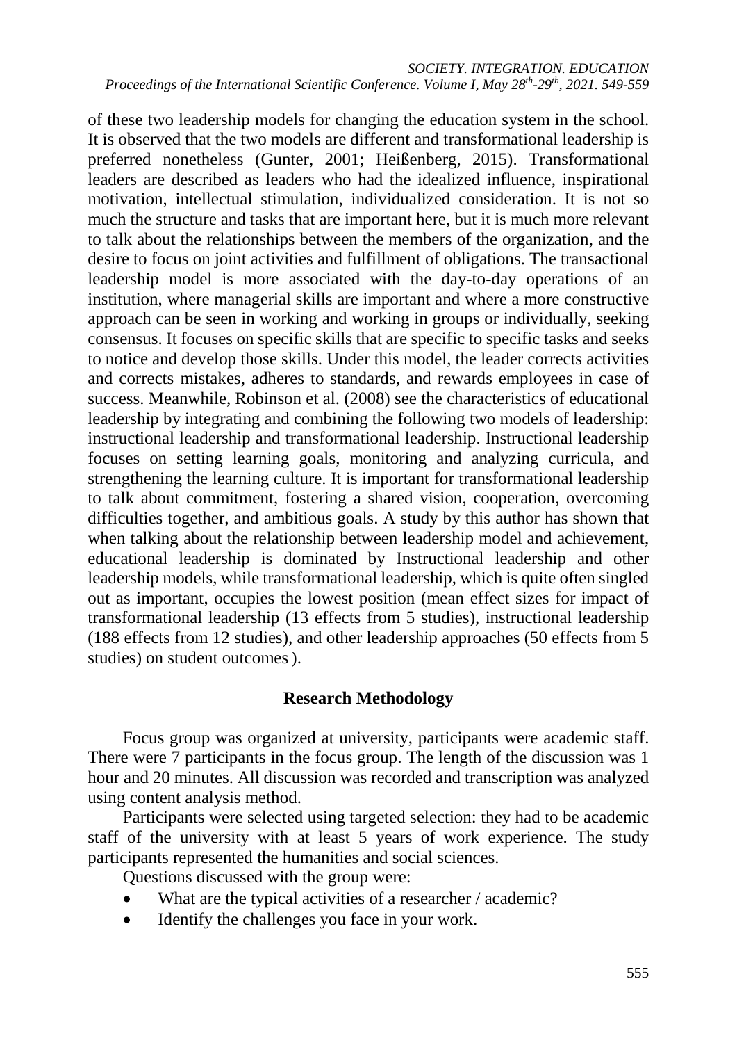of these two leadership models for changing the education system in the school. It is observed that the two models are different and transformational leadership is preferred nonetheless (Gunter, 2001; Heißenberg, 2015). Transformational leaders are described as leaders who had the idealized influence, inspirational motivation, intellectual stimulation, individualized consideration. It is not so much the structure and tasks that are important here, but it is much more relevant to talk about the relationships between the members of the organization, and the desire to focus on joint activities and fulfillment of obligations. The transactional leadership model is more associated with the day-to-day operations of an institution, where managerial skills are important and where a more constructive approach can be seen in working and working in groups or individually, seeking consensus. It focuses on specific skills that are specific to specific tasks and seeks to notice and develop those skills. Under this model, the leader corrects activities and corrects mistakes, adheres to standards, and rewards employees in case of success. Meanwhile, Robinson et al. (2008) see the characteristics of educational leadership by integrating and combining the following two models of leadership: instructional leadership and transformational leadership. Instructional leadership focuses on setting learning goals, monitoring and analyzing curricula, and strengthening the learning culture. It is important for transformational leadership to talk about commitment, fostering a shared vision, cooperation, overcoming difficulties together, and ambitious goals. A study by this author has shown that when talking about the relationship between leadership model and achievement, educational leadership is dominated by Instructional leadership and other leadership models, while transformational leadership, which is quite often singled out as important, occupies the lowest position (mean effect sizes for impact of transformational leadership (13 effects from 5 studies), instructional leadership (188 effects from 12 studies), and other leadership approaches (50 effects from 5 studies) on student outcomes ).

## Research Methodology

Focus group was organized at university, participants were academic staff. There were 7 participants in the focus group. The length of the discussion was 1 hour and 20 minutes. All discussion was recorded and transcription was analyzed using content analysis method.

Participants were selected using targeted selection: they had to be academic staff of the university with at least 5 years of work experience. The study participants represented the humanities and social sciences.

Questions discussed with the group were:

- What are the typical activities of a researcher / academic?
- Identify the challenges you face in your work.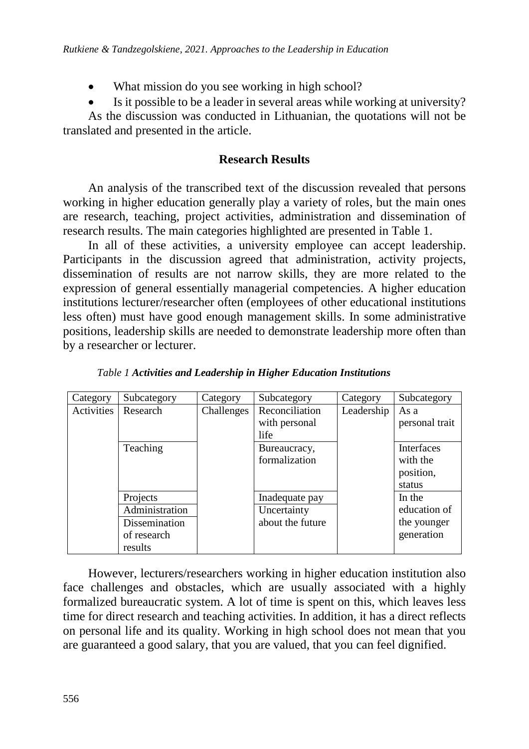- What mission do you see working in high school?
- Is it possible to be a leader in several areas while working at university?

As the discussion was conducted in Lithuanian, the quotations will not be translated and presented in the article.

## Research Results

An analysis of the transcribed text of the discussion revealed that persons working in higher education generally play a variety of roles, but the main ones are research, teaching, project activities, administration and dissemination of research results. The main categories highlighted are presented in Table 1.

In all of these activities, a university employee can accept leadership. Participants in the discussion agreed that administration, activity projects, dissemination of results are not narrow skills, they are more related to the expression of general essentially managerial competencies. A higher education institutions lecturer/researcher often (employees of other educational institutions less often) must have good enough management skills. In some administrative positions, leadership skills are needed to demonstrate leadership more often than by a researcher or lecturer.

*Table 1* ***Activities and Leadership in Higher Education Institutions***

| Category | Subcategory | Category | Subcategory | Category | Subcategory |
|---|---|---|---|---|---|
| Activities | Research | Challenges | Reconciliation with personal life | Leadership | As a personal trait |
| | Teaching | | Bureaucracy, formalization | | Interfaces with the position, status |
| | Projects | | Inadequate pay | | In the education of the younger generation |
| | Administration | | Uncertainty about the future | | |
| | Dissemination of research results | | | | |

However, lecturers/researchers working in higher education institution also face challenges and obstacles, which are usually associated with a highly formalized bureaucratic system. A lot of time is spent on this, which leaves less time for direct research and teaching activities. In addition, it has a direct reflects on personal life and its quality. Working in high school does not mean that you are guaranteed a good salary, that you are valued, that you can feel dignified.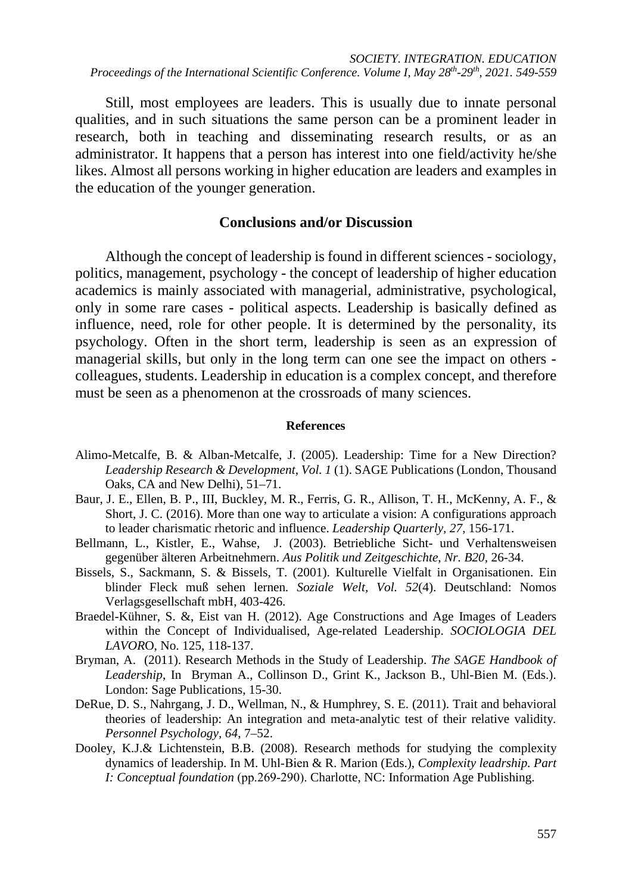Still, most employees are leaders. This is usually due to innate personal qualities, and in such situations the same person can be a prominent leader in research, both in teaching and disseminating research results, or as an administrator. It happens that a person has interest into one field/activity he/she likes. Almost all persons working in higher education are leaders and examples in the education of the younger generation.

## Conclusions and/or Discussion

Although the concept of leadership is found in different sciences - sociology, politics, management, psychology - the concept of leadership of higher education academics is mainly associated with managerial, administrative, psychological, only in some rare cases - political aspects. Leadership is basically defined as influence, need, role for other people. It is determined by the personality, its psychology. Often in the short term, leadership is seen as an expression of managerial skills, but only in the long term can one see the impact on others - colleagues, students. Leadership in education is a complex concept, and therefore must be seen as a phenomenon at the crossroads of many sciences.

### References

Alimo-Metcalfe, B. & Alban-Metcalfe, J. (2005). Leadership: Time for a New Direction? *Leadership Research & Development, Vol. 1* (1). SAGE Publications (London, Thousand Oaks, CA and New Delhi), 51–71.

Baur, J. E., Ellen, B. P., III, Buckley, M. R., Ferris, G. R., Allison, T. H., McKenny, A. F., & Short, J. C. (2016). More than one way to articulate a vision: A configurations approach to leader charismatic rhetoric and influence. *Leadership Quarterly, 27*, 156-171.

Bellmann, L., Kistler, E., Wahse, J. (2003). Betriebliche Sicht- und Verhaltensweisen gegenüber älteren Arbeitnehmern. *Aus Politik und Zeitgeschichte, Nr. B20*, 26-34.

Bissels, S., Sackmann, S. & Bissels, T. (2001). Kulturelle Vielfalt in Organisationen. Ein blinder Fleck muß sehen lernen*. Soziale Welt, Vol. 52*(4). Deutschland: Nomos Verlagsgesellschaft mbH, 403-426.

Braedel-Kühner, S. &, Eist van H. (2012). Age Constructions and Age Images of Leaders within the Concept of Individualised, Age-related Leadership. *SOCIOLOGIA DEL LAVORO*, No. 125, 118-137.

Bryman, A. (2011). Research Methods in the Study of Leadership. *The SAGE Handbook of Leadership*, In Bryman A., Collinson D., Grint K., Jackson B., Uhl-Bien M. (Eds.). London: Sage Publications, 15-30.

DeRue, D. S., Nahrgang, J. D., Wellman, N., & Humphrey, S. E. (2011). Trait and behavioral theories of leadership: An integration and meta-analytic test of their relative validity. *Personnel Psychology, 64*, 7–52.

Dooley, K.J.& Lichtenstein, B.B. (2008). Research methods for studying the complexity dynamics of leadership. In M. Uhl-Bien & R. Marion (Eds.), *Complexity leadrship. Part I: Conceptual foundation* (pp.269-290). Charlotte, NC: Information Age Publishing.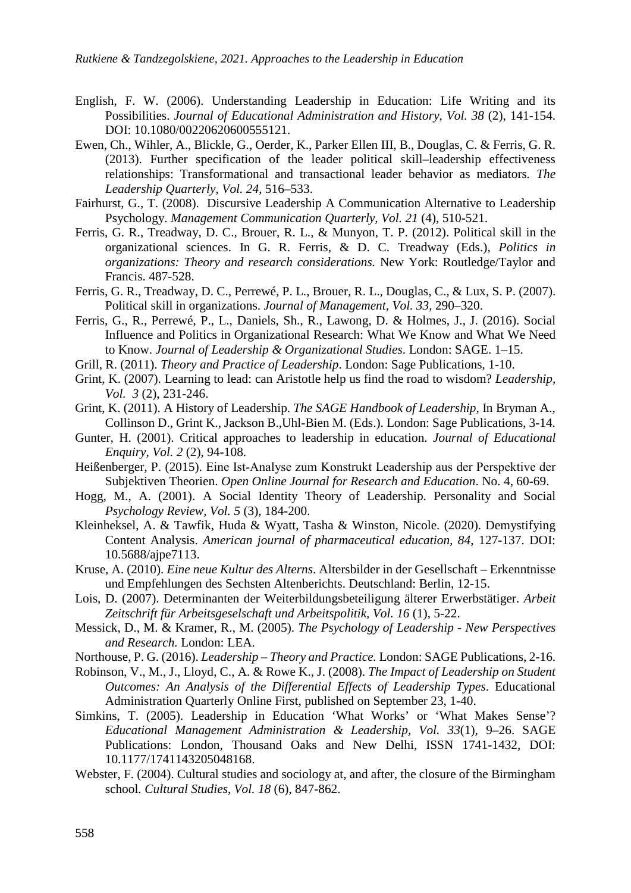English, F. W. (2006). Understanding Leadership in Education: Life Writing and its Possibilities. *Journal of Educational Administration and History*, *Vol. 38* (2), 141-154. DOI: 10.1080/00220620600555121.

Ewen, Ch., Wihler, A., Blickle, G., Oerder, K., Parker Ellen III, B., Douglas, C. & Ferris, G. R. (2013). Further specification of the leader political skill–leadership effectiveness relationships: Transformational and transactional leader behavior as mediators*. The Leadership Quarterly, Vol. 24*, 516–533.

Fairhurst, G., T. (2008). Discursive Leadership A Communication Alternative to Leadership Psychology. *Management Communication Quarterly, Vol. 21* (4), 510-521.

Ferris, G. R., Treadway, D. C., Brouer, R. L., & Munyon, T. P. (2012). Political skill in the organizational sciences. In G. R. Ferris, & D. C. Treadway (Eds.), *Politics in organizations: Theory and research considerations.* New York: Routledge/Taylor and Francis. 487-528.

Ferris, G. R., Treadway, D. C., Perrewé, P. L., Brouer, R. L., Douglas, C., & Lux, S. P. (2007). Political skill in organizations. *Journal of Management, Vol. 33*, 290–320.

Ferris, G., R., Perrewé, P., L., Daniels, Sh., R., Lawong, D. & Holmes, J., J. (2016). Social Influence and Politics in Organizational Research: What We Know and What We Need to Know. *Journal of Leadership & Organizational Studies*. London: SAGE. 1–15.

Grill, R. (2011). *Theory and Practice of Leadership*. London: Sage Publications, 1-10.

Grint, K. (2007). Learning to lead: can Aristotle help us find the road to wisdom? *Leadership, Vol. 3* (2), 231-246.

Grint, K. (2011). A History of Leadership. *The SAGE Handbook of Leadership,* In Bryman A., Collinson D., Grint K., Jackson B.,Uhl-Bien M. (Eds.). London: Sage Publications, 3-14.

Gunter, H. (2001). Critical approaches to leadership in education. *Journal of Educational Enquiry, Vol. 2* (2), 94-108.

Heißenberger, P. (2015). Eine Ist-Analyse zum Konstrukt Leadership aus der Perspektive der Subjektiven Theorien. *Open Online Journal for Research and Education*. No. 4, 60-69.

Hogg, M., A. (2001). A Social Identity Theory of Leadership. Personality and Social *Psychology Review, Vol. 5* (3), 184-200.

Kleinheksel, A. & Tawfik, Huda & Wyatt, Tasha & Winston, Nicole. (2020). Demystifying Content Analysis. *American journal of pharmaceutical education, 84*, 127-137. DOI: 10.5688/ajpe7113.

Kruse, A. (2010). *Eine neue Kultur des Alterns*. Altersbilder in der Gesellschaft – Erkenntnisse und Empfehlungen des Sechsten Altenberichts. Deutschland: Berlin, 12-15.

Lois, D. (2007). Determinanten der Weiterbildungsbeteiligung älterer Erwerbstätiger. *Arbeit Zeitschrift für Arbeitsgeselschaft und Arbeitspolitik, Vol. 16* (1), 5-22.

Messick, D., M. & Kramer, R., M. (2005). *The Psychology of Leadership - New Perspectives and Research.* London: LEA.

Northouse, P. G. (2016). *Leadership – Theory and Practice.* London: SAGE Publications, 2-16.

Robinson, V., M., J., Lloyd, C., A. & Rowe K., J. (2008). *The Impact of Leadership on Student Outcomes: An Analysis of the Differential Effects of Leadership Types*. Educational Administration Quarterly Online First, published on September 23, 1-40.

Simkins, T. (2005). Leadership in Education 'What Works' or 'What Makes Sense'? *Educational Management Administration & Leadership*, *Vol. 33*(1), 9–26. SAGE Publications: London, Thousand Oaks and New Delhi, ISSN 1741-1432, DOI: 10.1177/1741143205048168.

Webster, F. (2004). Cultural studies and sociology at, and after, the closure of the Birmingham school*. Cultural Studies, Vol. 18* (6), 847-862.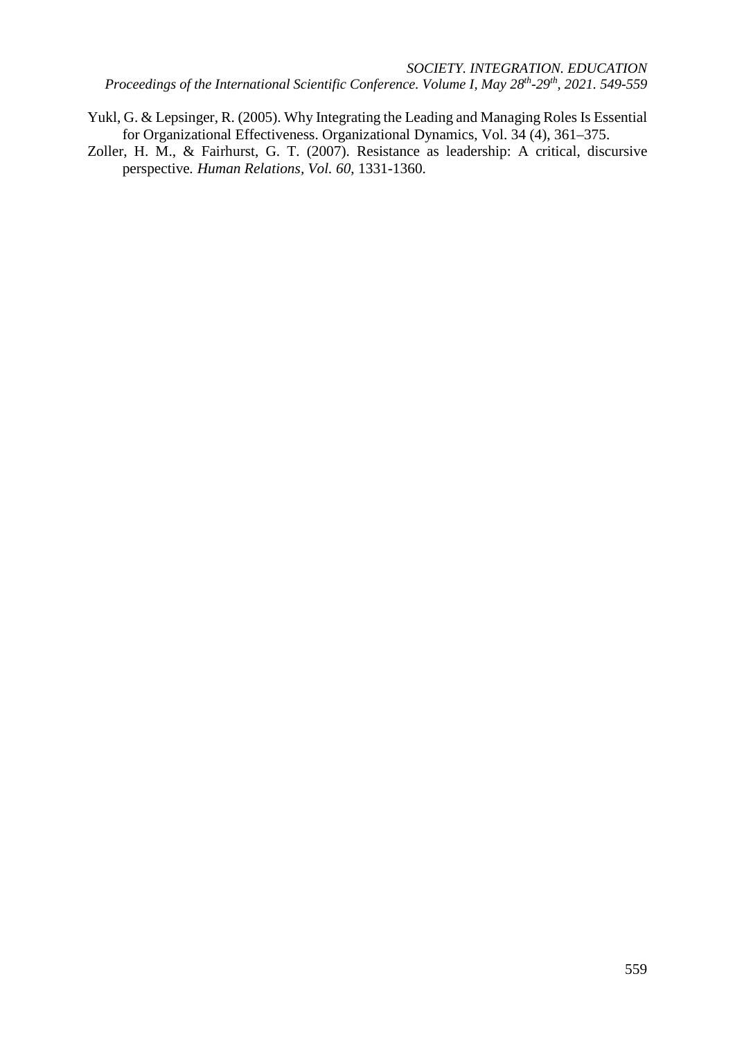Yukl, G. & Lepsinger, R. (2005). Why Integrating the Leading and Managing Roles Is Essential for Organizational Effectiveness. Organizational Dynamics, Vol. 34 (4), 361–375.

Zoller, H. M., & Fairhurst, G. T. (2007). Resistance as leadership: A critical, discursive perspective. *Human Relations*, *Vol. 60*, 1331-1360.